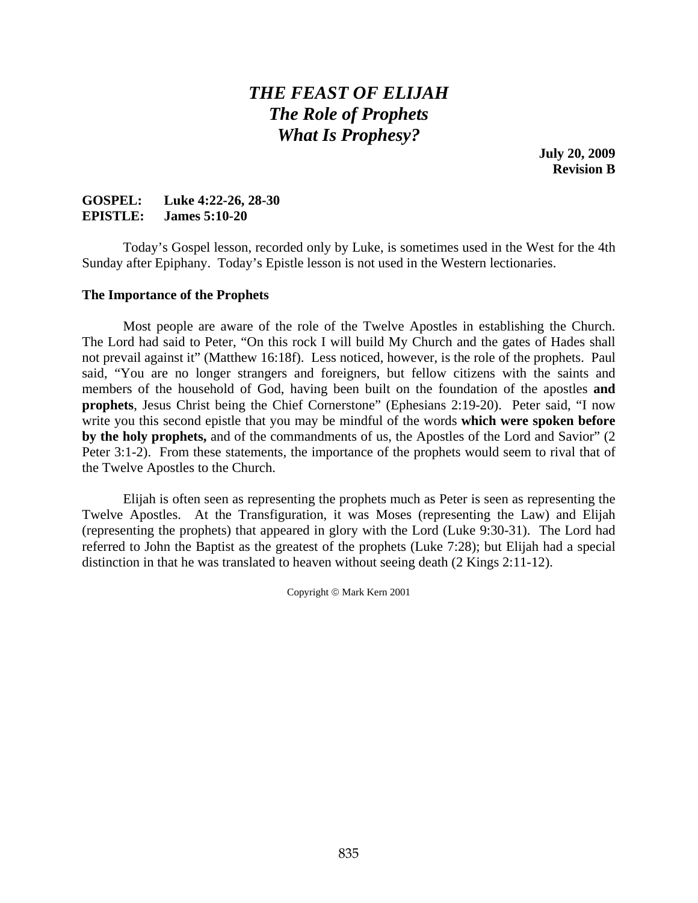# *THE FEAST OF ELIJAH*
## *The Role of Prophets*
## *What Is Prophesy?*

**July 20, 2009**
**Revision B**

**GOSPEL: Luke 4:22-26, 28-30**
**EPISTLE: James 5:10-20**

Today's Gospel lesson, recorded only by Luke, is sometimes used in the West for the 4th Sunday after Epiphany. Today's Epistle lesson is not used in the Western lectionaries.

### The Importance of the Prophets

Most people are aware of the role of the Twelve Apostles in establishing the Church. The Lord had said to Peter, "On this rock I will build My Church and the gates of Hades shall not prevail against it" (Matthew 16:18f). Less noticed, however, is the role of the prophets. Paul said, "You are no longer strangers and foreigners, but fellow citizens with the saints and members of the household of God, having been built on the foundation of the apostles **and prophets**, Jesus Christ being the Chief Cornerstone" (Ephesians 2:19-20). Peter said, "I now write you this second epistle that you may be mindful of the words **which were spoken before by the holy prophets,** and of the commandments of us, the Apostles of the Lord and Savior" (2 Peter 3:1-2). From these statements, the importance of the prophets would seem to rival that of the Twelve Apostles to the Church.

Elijah is often seen as representing the prophets much as Peter is seen as representing the Twelve Apostles. At the Transfiguration, it was Moses (representing the Law) and Elijah (representing the prophets) that appeared in glory with the Lord (Luke 9:30-31). The Lord had referred to John the Baptist as the greatest of the prophets (Luke 7:28); but Elijah had a special distinction in that he was translated to heaven without seeing death (2 Kings 2:11-12).

Copyright © Mark Kern 2001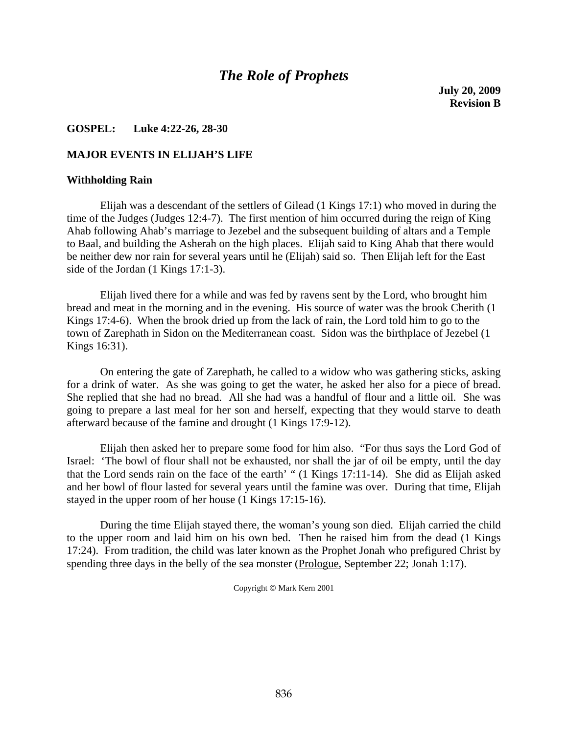# *The Role of Prophets*

**July 20, 2009**
**Revision B**

**GOSPEL: Luke 4:22-26, 28-30**

**MAJOR EVENTS IN ELIJAH'S LIFE**

**Withholding Rain**

Elijah was a descendant of the settlers of Gilead (1 Kings 17:1) who moved in during the time of the Judges (Judges 12:4-7). The first mention of him occurred during the reign of King Ahab following Ahab's marriage to Jezebel and the subsequent building of altars and a Temple to Baal, and building the Asherah on the high places. Elijah said to King Ahab that there would be neither dew nor rain for several years until he (Elijah) said so. Then Elijah left for the East side of the Jordan (1 Kings 17:1-3).

Elijah lived there for a while and was fed by ravens sent by the Lord, who brought him bread and meat in the morning and in the evening. His source of water was the brook Cherith (1 Kings 17:4-6). When the brook dried up from the lack of rain, the Lord told him to go to the town of Zarephath in Sidon on the Mediterranean coast. Sidon was the birthplace of Jezebel (1 Kings 16:31).

On entering the gate of Zarephath, he called to a widow who was gathering sticks, asking for a drink of water. As she was going to get the water, he asked her also for a piece of bread. She replied that she had no bread. All she had was a handful of flour and a little oil. She was going to prepare a last meal for her son and herself, expecting that they would starve to death afterward because of the famine and drought (1 Kings 17:9-12).

Elijah then asked her to prepare some food for him also. "For thus says the Lord God of Israel: 'The bowl of flour shall not be exhausted, nor shall the jar of oil be empty, until the day that the Lord sends rain on the face of the earth' " (1 Kings 17:11-14). She did as Elijah asked and her bowl of flour lasted for several years until the famine was over. During that time, Elijah stayed in the upper room of her house (1 Kings 17:15-16).

During the time Elijah stayed there, the woman's young son died. Elijah carried the child to the upper room and laid him on his own bed. Then he raised him from the dead (1 Kings 17:24). From tradition, the child was later known as the Prophet Jonah who prefigured Christ by spending three days in the belly of the sea monster (Prologue, September 22; Jonah 1:17).

Copyright © Mark Kern 2001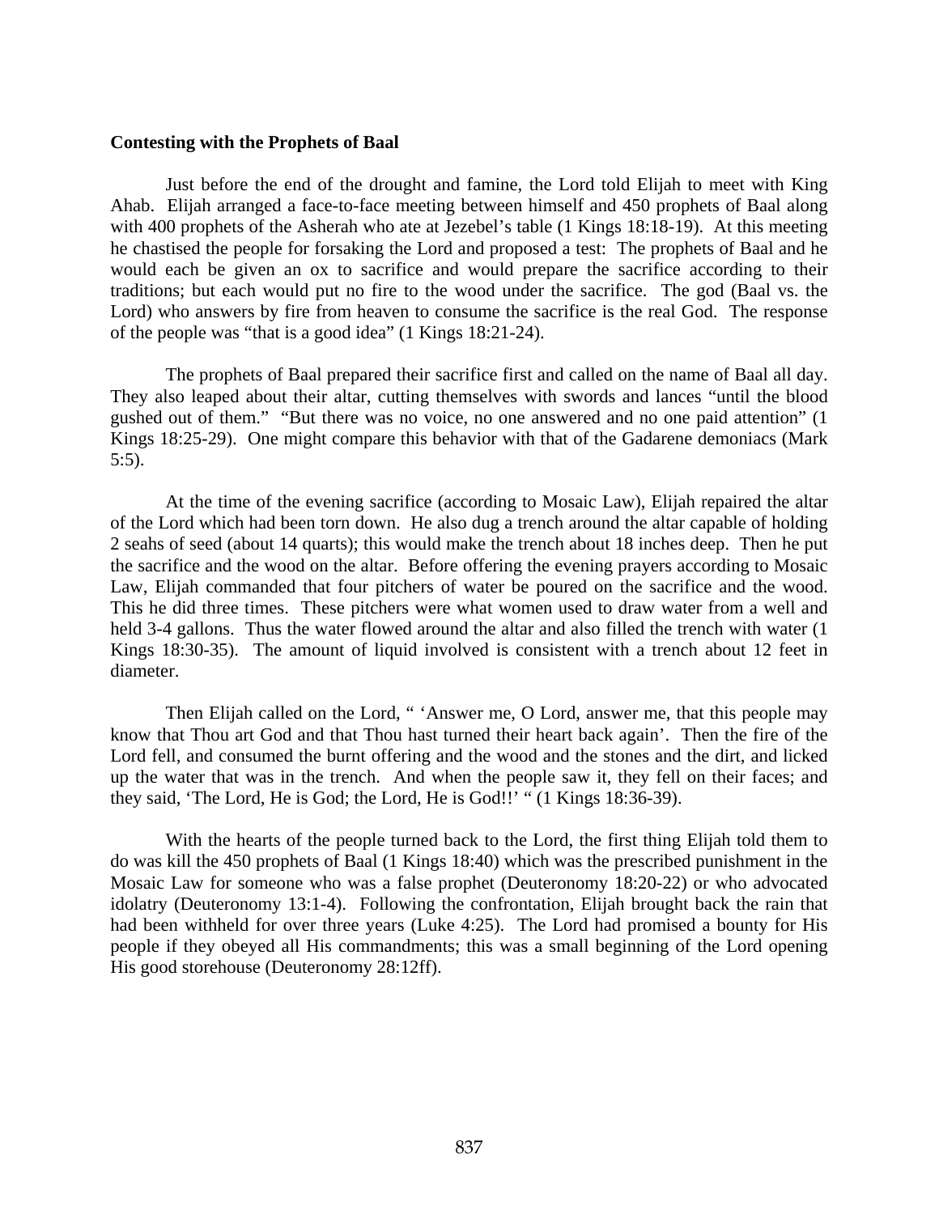**Contesting with the Prophets of Baal**

Just before the end of the drought and famine, the Lord told Elijah to meet with King Ahab. Elijah arranged a face-to-face meeting between himself and 450 prophets of Baal along with 400 prophets of the Asherah who ate at Jezebel's table (1 Kings 18:18-19). At this meeting he chastised the people for forsaking the Lord and proposed a test: The prophets of Baal and he would each be given an ox to sacrifice and would prepare the sacrifice according to their traditions; but each would put no fire to the wood under the sacrifice. The god (Baal vs. the Lord) who answers by fire from heaven to consume the sacrifice is the real God. The response of the people was "that is a good idea" (1 Kings 18:21-24).

The prophets of Baal prepared their sacrifice first and called on the name of Baal all day. They also leaped about their altar, cutting themselves with swords and lances "until the blood gushed out of them." "But there was no voice, no one answered and no one paid attention" (1 Kings 18:25-29). One might compare this behavior with that of the Gadarene demoniacs (Mark 5:5).

At the time of the evening sacrifice (according to Mosaic Law), Elijah repaired the altar of the Lord which had been torn down. He also dug a trench around the altar capable of holding 2 seahs of seed (about 14 quarts); this would make the trench about 18 inches deep. Then he put the sacrifice and the wood on the altar. Before offering the evening prayers according to Mosaic Law, Elijah commanded that four pitchers of water be poured on the sacrifice and the wood. This he did three times. These pitchers were what women used to draw water from a well and held 3-4 gallons. Thus the water flowed around the altar and also filled the trench with water (1 Kings 18:30-35). The amount of liquid involved is consistent with a trench about 12 feet in diameter.

Then Elijah called on the Lord, " 'Answer me, O Lord, answer me, that this people may know that Thou art God and that Thou hast turned their heart back again'. Then the fire of the Lord fell, and consumed the burnt offering and the wood and the stones and the dirt, and licked up the water that was in the trench. And when the people saw it, they fell on their faces; and they said, 'The Lord, He is God; the Lord, He is God!!' " (1 Kings 18:36-39).

With the hearts of the people turned back to the Lord, the first thing Elijah told them to do was kill the 450 prophets of Baal (1 Kings 18:40) which was the prescribed punishment in the Mosaic Law for someone who was a false prophet (Deuteronomy 18:20-22) or who advocated idolatry (Deuteronomy 13:1-4). Following the confrontation, Elijah brought back the rain that had been withheld for over three years (Luke 4:25). The Lord had promised a bounty for His people if they obeyed all His commandments; this was a small beginning of the Lord opening His good storehouse (Deuteronomy 28:12ff).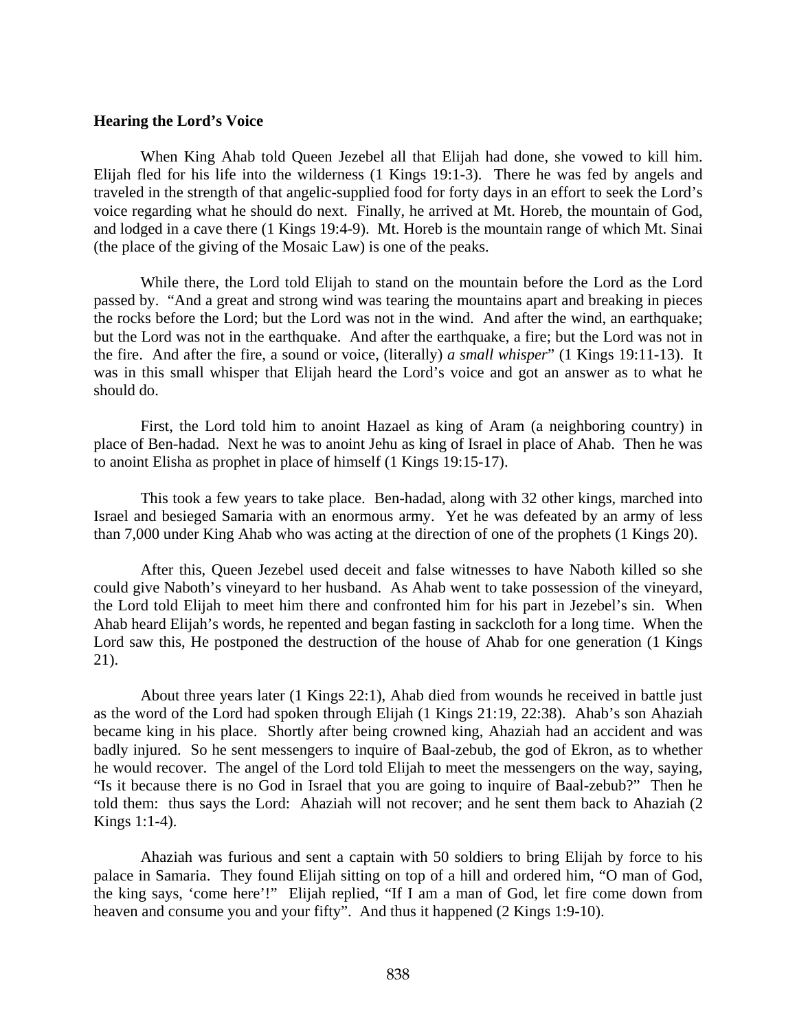**Hearing the Lord's Voice**

When King Ahab told Queen Jezebel all that Elijah had done, she vowed to kill him. Elijah fled for his life into the wilderness (1 Kings 19:1-3). There he was fed by angels and traveled in the strength of that angelic-supplied food for forty days in an effort to seek the Lord's voice regarding what he should do next. Finally, he arrived at Mt. Horeb, the mountain of God, and lodged in a cave there (1 Kings 19:4-9). Mt. Horeb is the mountain range of which Mt. Sinai (the place of the giving of the Mosaic Law) is one of the peaks.

While there, the Lord told Elijah to stand on the mountain before the Lord as the Lord passed by. "And a great and strong wind was tearing the mountains apart and breaking in pieces the rocks before the Lord; but the Lord was not in the wind. And after the wind, an earthquake; but the Lord was not in the earthquake. And after the earthquake, a fire; but the Lord was not in the fire. And after the fire, a sound or voice, (literally) *a small whisper*" (1 Kings 19:11-13). It was in this small whisper that Elijah heard the Lord's voice and got an answer as to what he should do.

First, the Lord told him to anoint Hazael as king of Aram (a neighboring country) in place of Ben-hadad. Next he was to anoint Jehu as king of Israel in place of Ahab. Then he was to anoint Elisha as prophet in place of himself (1 Kings 19:15-17).

This took a few years to take place. Ben-hadad, along with 32 other kings, marched into Israel and besieged Samaria with an enormous army. Yet he was defeated by an army of less than 7,000 under King Ahab who was acting at the direction of one of the prophets (1 Kings 20).

After this, Queen Jezebel used deceit and false witnesses to have Naboth killed so she could give Naboth's vineyard to her husband. As Ahab went to take possession of the vineyard, the Lord told Elijah to meet him there and confronted him for his part in Jezebel's sin. When Ahab heard Elijah's words, he repented and began fasting in sackcloth for a long time. When the Lord saw this, He postponed the destruction of the house of Ahab for one generation (1 Kings 21).

About three years later (1 Kings 22:1), Ahab died from wounds he received in battle just as the word of the Lord had spoken through Elijah (1 Kings 21:19, 22:38). Ahab's son Ahaziah became king in his place. Shortly after being crowned king, Ahaziah had an accident and was badly injured. So he sent messengers to inquire of Baal-zebub, the god of Ekron, as to whether he would recover. The angel of the Lord told Elijah to meet the messengers on the way, saying, "Is it because there is no God in Israel that you are going to inquire of Baal-zebub?" Then he told them: thus says the Lord: Ahaziah will not recover; and he sent them back to Ahaziah (2 Kings 1:1-4).

Ahaziah was furious and sent a captain with 50 soldiers to bring Elijah by force to his palace in Samaria. They found Elijah sitting on top of a hill and ordered him, "O man of God, the king says, 'come here'!" Elijah replied, "If I am a man of God, let fire come down from heaven and consume you and your fifty". And thus it happened (2 Kings 1:9-10).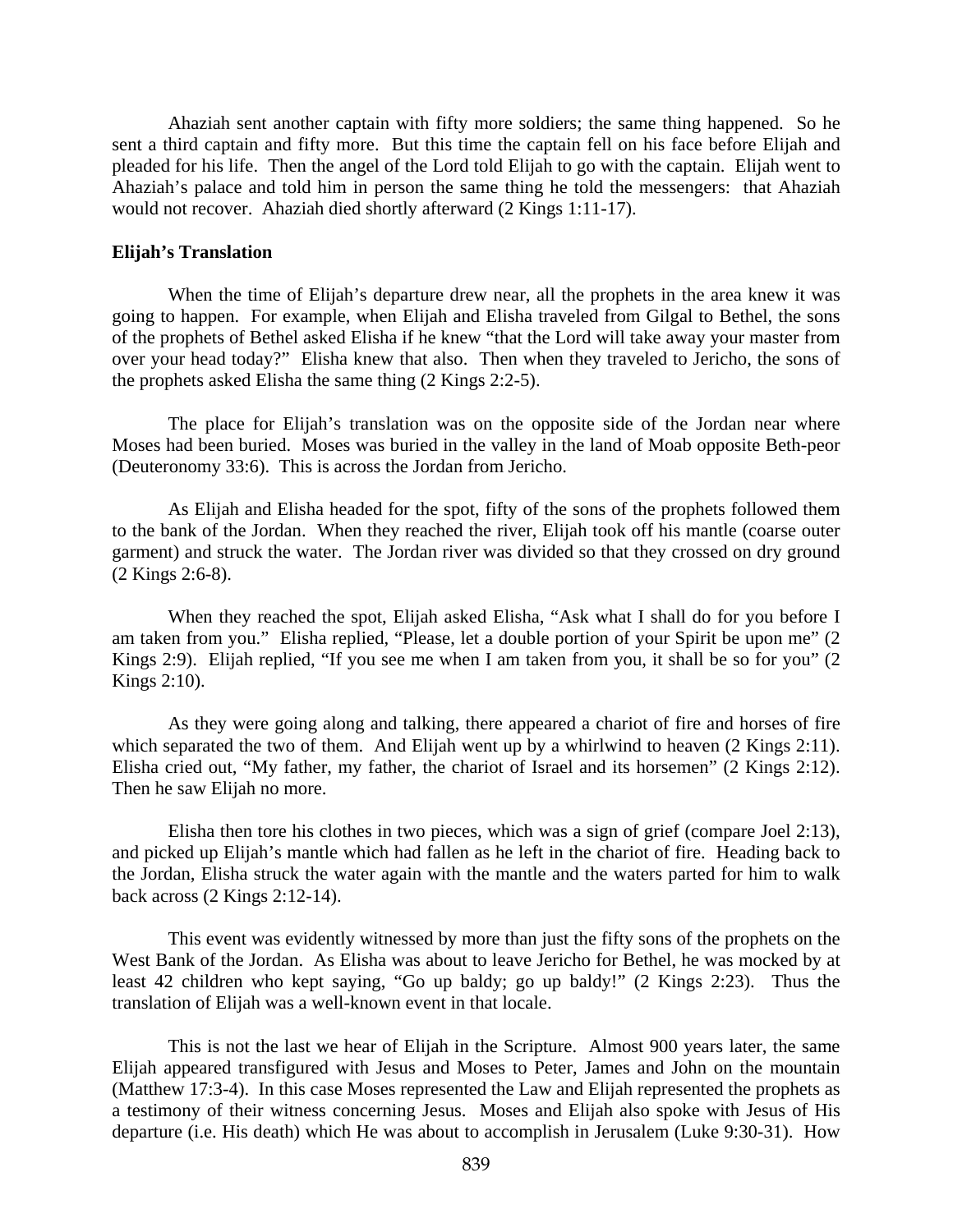Ahaziah sent another captain with fifty more soldiers; the same thing happened. So he sent a third captain and fifty more. But this time the captain fell on his face before Elijah and pleaded for his life. Then the angel of the Lord told Elijah to go with the captain. Elijah went to Ahaziah's palace and told him in person the same thing he told the messengers: that Ahaziah would not recover. Ahaziah died shortly afterward (2 Kings 1:11-17).

**Elijah's Translation**

When the time of Elijah's departure drew near, all the prophets in the area knew it was going to happen. For example, when Elijah and Elisha traveled from Gilgal to Bethel, the sons of the prophets of Bethel asked Elisha if he knew "that the Lord will take away your master from over your head today?" Elisha knew that also. Then when they traveled to Jericho, the sons of the prophets asked Elisha the same thing (2 Kings 2:2-5).

The place for Elijah's translation was on the opposite side of the Jordan near where Moses had been buried. Moses was buried in the valley in the land of Moab opposite Beth-peor (Deuteronomy 33:6). This is across the Jordan from Jericho.

As Elijah and Elisha headed for the spot, fifty of the sons of the prophets followed them to the bank of the Jordan. When they reached the river, Elijah took off his mantle (coarse outer garment) and struck the water. The Jordan river was divided so that they crossed on dry ground (2 Kings 2:6-8).

When they reached the spot, Elijah asked Elisha, "Ask what I shall do for you before I am taken from you." Elisha replied, "Please, let a double portion of your Spirit be upon me" (2 Kings 2:9). Elijah replied, "If you see me when I am taken from you, it shall be so for you" (2 Kings 2:10).

As they were going along and talking, there appeared a chariot of fire and horses of fire which separated the two of them. And Elijah went up by a whirlwind to heaven (2 Kings 2:11). Elisha cried out, "My father, my father, the chariot of Israel and its horsemen" (2 Kings 2:12). Then he saw Elijah no more.

Elisha then tore his clothes in two pieces, which was a sign of grief (compare Joel 2:13), and picked up Elijah's mantle which had fallen as he left in the chariot of fire. Heading back to the Jordan, Elisha struck the water again with the mantle and the waters parted for him to walk back across (2 Kings 2:12-14).

This event was evidently witnessed by more than just the fifty sons of the prophets on the West Bank of the Jordan. As Elisha was about to leave Jericho for Bethel, he was mocked by at least 42 children who kept saying, "Go up baldy; go up baldy!" (2 Kings 2:23). Thus the translation of Elijah was a well-known event in that locale.

This is not the last we hear of Elijah in the Scripture. Almost 900 years later, the same Elijah appeared transfigured with Jesus and Moses to Peter, James and John on the mountain (Matthew 17:3-4). In this case Moses represented the Law and Elijah represented the prophets as a testimony of their witness concerning Jesus. Moses and Elijah also spoke with Jesus of His departure (i.e. His death) which He was about to accomplish in Jerusalem (Luke 9:30-31). How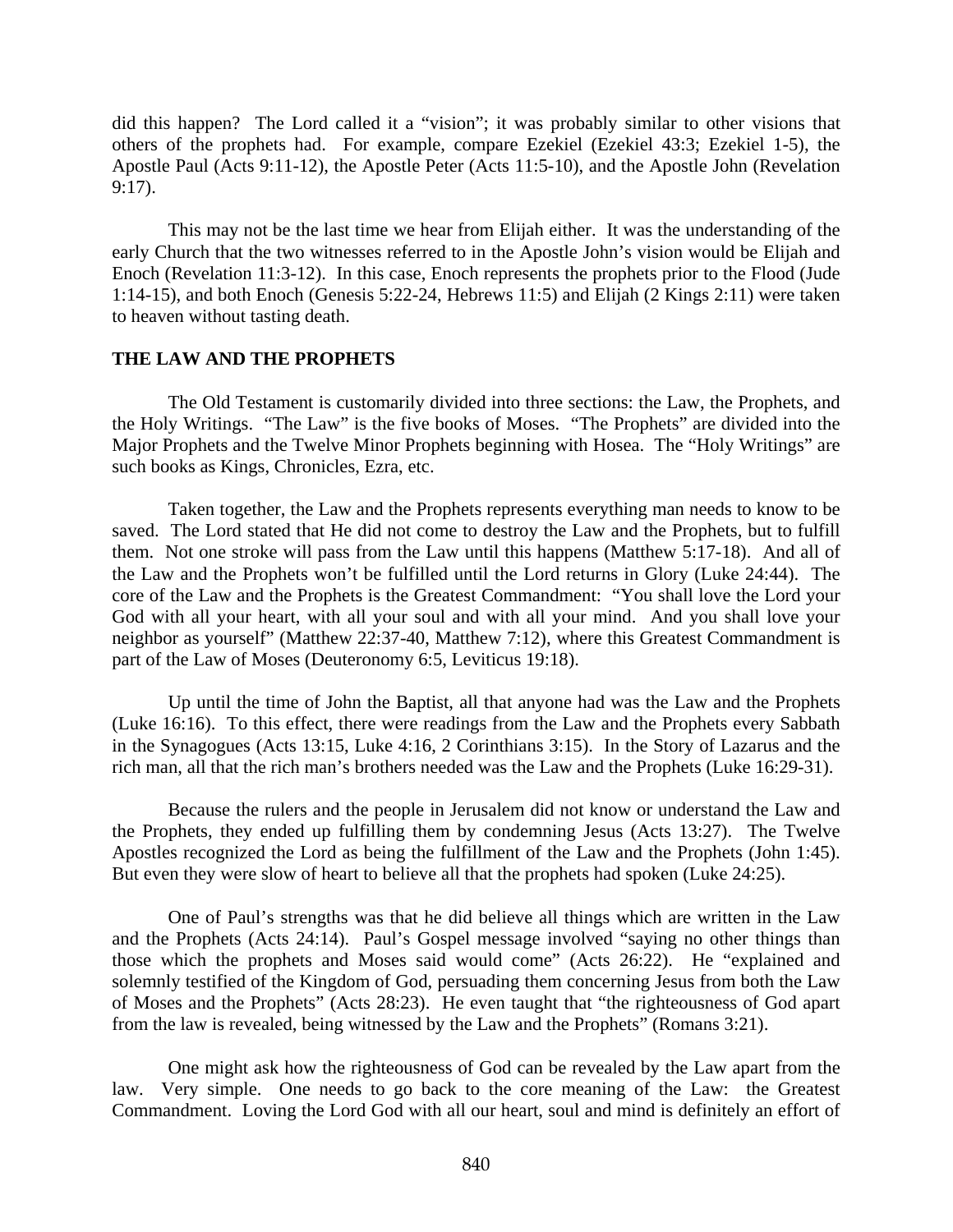did this happen? The Lord called it a "vision"; it was probably similar to other visions that others of the prophets had. For example, compare Ezekiel (Ezekiel 43:3; Ezekiel 1-5), the Apostle Paul (Acts 9:11-12), the Apostle Peter (Acts 11:5-10), and the Apostle John (Revelation 9:17).

This may not be the last time we hear from Elijah either. It was the understanding of the early Church that the two witnesses referred to in the Apostle John's vision would be Elijah and Enoch (Revelation 11:3-12). In this case, Enoch represents the prophets prior to the Flood (Jude 1:14-15), and both Enoch (Genesis 5:22-24, Hebrews 11:5) and Elijah (2 Kings 2:11) were taken to heaven without tasting death.

**THE LAW AND THE PROPHETS**

The Old Testament is customarily divided into three sections: the Law, the Prophets, and the Holy Writings. "The Law" is the five books of Moses. "The Prophets" are divided into the Major Prophets and the Twelve Minor Prophets beginning with Hosea. The "Holy Writings" are such books as Kings, Chronicles, Ezra, etc.

Taken together, the Law and the Prophets represents everything man needs to know to be saved. The Lord stated that He did not come to destroy the Law and the Prophets, but to fulfill them. Not one stroke will pass from the Law until this happens (Matthew 5:17-18). And all of the Law and the Prophets won't be fulfilled until the Lord returns in Glory (Luke 24:44). The core of the Law and the Prophets is the Greatest Commandment: "You shall love the Lord your God with all your heart, with all your soul and with all your mind. And you shall love your neighbor as yourself" (Matthew 22:37-40, Matthew 7:12), where this Greatest Commandment is part of the Law of Moses (Deuteronomy 6:5, Leviticus 19:18).

Up until the time of John the Baptist, all that anyone had was the Law and the Prophets (Luke 16:16). To this effect, there were readings from the Law and the Prophets every Sabbath in the Synagogues (Acts 13:15, Luke 4:16, 2 Corinthians 3:15). In the Story of Lazarus and the rich man, all that the rich man's brothers needed was the Law and the Prophets (Luke 16:29-31).

Because the rulers and the people in Jerusalem did not know or understand the Law and the Prophets, they ended up fulfilling them by condemning Jesus (Acts 13:27). The Twelve Apostles recognized the Lord as being the fulfillment of the Law and the Prophets (John 1:45). But even they were slow of heart to believe all that the prophets had spoken (Luke 24:25).

One of Paul's strengths was that he did believe all things which are written in the Law and the Prophets (Acts 24:14). Paul's Gospel message involved "saying no other things than those which the prophets and Moses said would come" (Acts 26:22). He "explained and solemnly testified of the Kingdom of God, persuading them concerning Jesus from both the Law of Moses and the Prophets" (Acts 28:23). He even taught that "the righteousness of God apart from the law is revealed, being witnessed by the Law and the Prophets" (Romans 3:21).

One might ask how the righteousness of God can be revealed by the Law apart from the law. Very simple. One needs to go back to the core meaning of the Law: the Greatest Commandment. Loving the Lord God with all our heart, soul and mind is definitely an effort of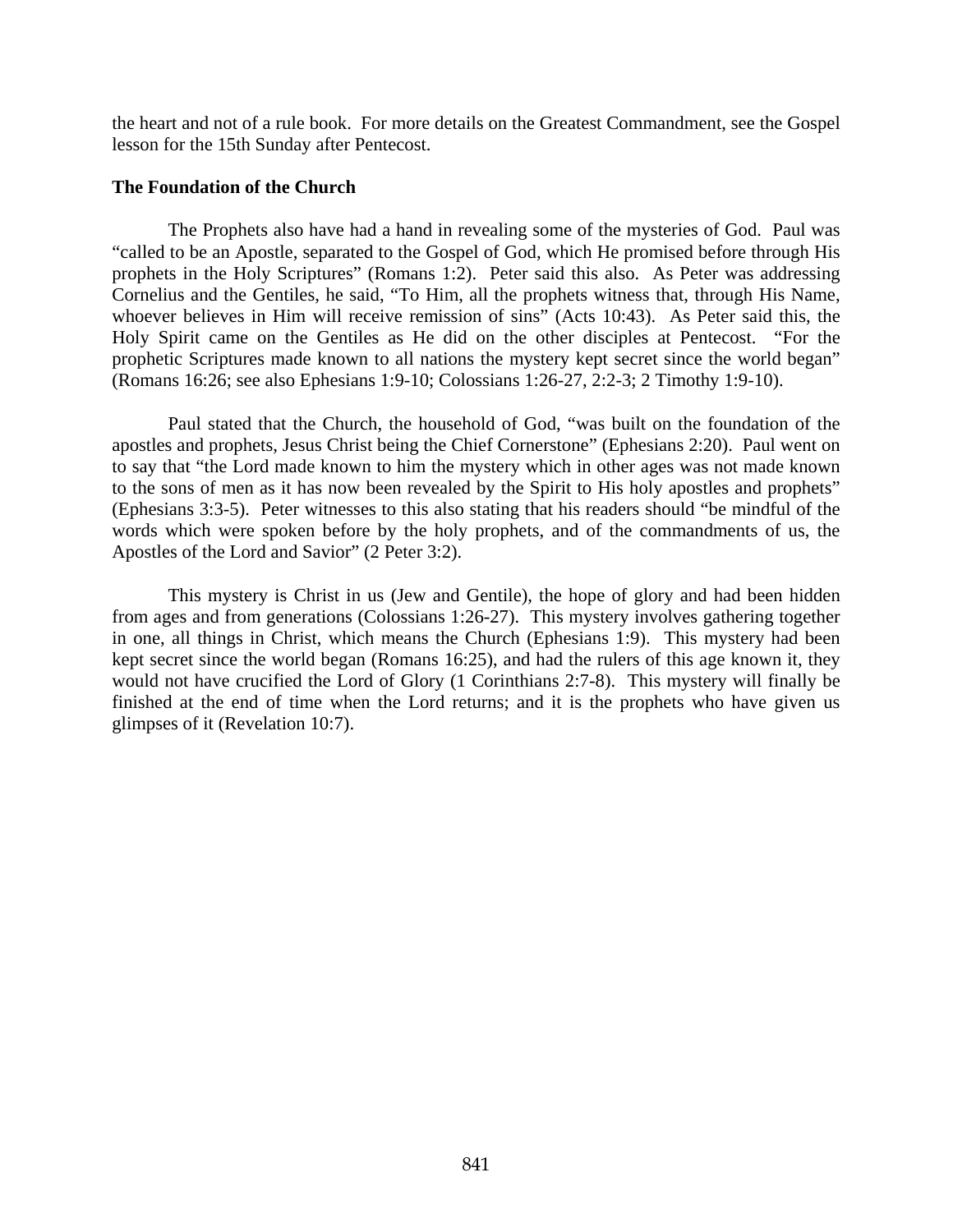the heart and not of a rule book. For more details on the Greatest Commandment, see the Gospel lesson for the 15th Sunday after Pentecost.

**The Foundation of the Church**

The Prophets also have had a hand in revealing some of the mysteries of God. Paul was "called to be an Apostle, separated to the Gospel of God, which He promised before through His prophets in the Holy Scriptures" (Romans 1:2). Peter said this also. As Peter was addressing Cornelius and the Gentiles, he said, "To Him, all the prophets witness that, through His Name, whoever believes in Him will receive remission of sins" (Acts 10:43). As Peter said this, the Holy Spirit came on the Gentiles as He did on the other disciples at Pentecost. "For the prophetic Scriptures made known to all nations the mystery kept secret since the world began" (Romans 16:26; see also Ephesians 1:9-10; Colossians 1:26-27, 2:2-3; 2 Timothy 1:9-10).

Paul stated that the Church, the household of God, "was built on the foundation of the apostles and prophets, Jesus Christ being the Chief Cornerstone" (Ephesians 2:20). Paul went on to say that "the Lord made known to him the mystery which in other ages was not made known to the sons of men as it has now been revealed by the Spirit to His holy apostles and prophets" (Ephesians 3:3-5). Peter witnesses to this also stating that his readers should "be mindful of the words which were spoken before by the holy prophets, and of the commandments of us, the Apostles of the Lord and Savior" (2 Peter 3:2).

This mystery is Christ in us (Jew and Gentile), the hope of glory and had been hidden from ages and from generations (Colossians 1:26-27). This mystery involves gathering together in one, all things in Christ, which means the Church (Ephesians 1:9). This mystery had been kept secret since the world began (Romans 16:25), and had the rulers of this age known it, they would not have crucified the Lord of Glory (1 Corinthians 2:7-8). This mystery will finally be finished at the end of time when the Lord returns; and it is the prophets who have given us glimpses of it (Revelation 10:7).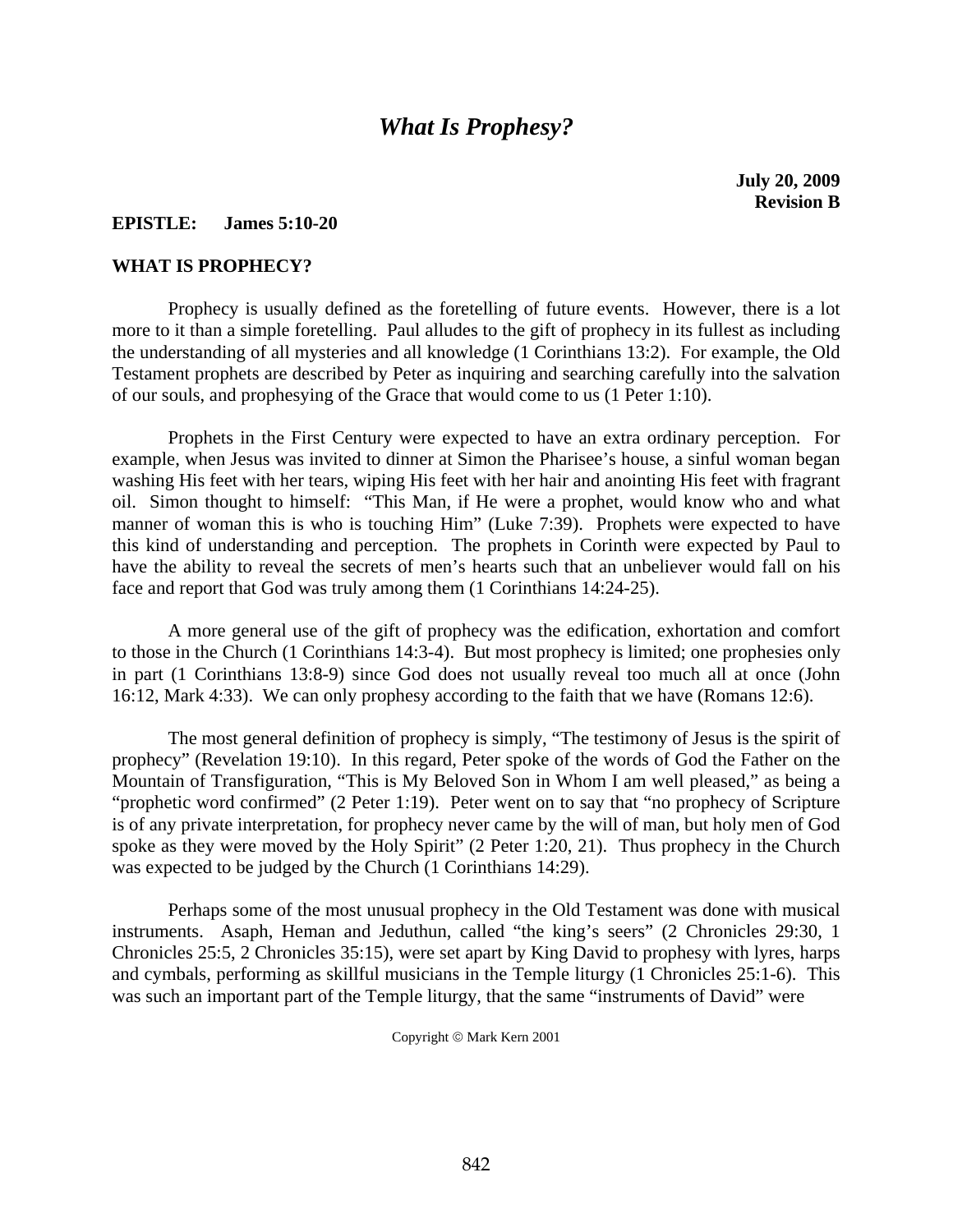# *What Is Prophesy?*

**July 20, 2009**
**Revision B**

**EPISTLE: James 5:10-20**

**WHAT IS PROPHECY?**

Prophecy is usually defined as the foretelling of future events. However, there is a lot more to it than a simple foretelling. Paul alludes to the gift of prophecy in its fullest as including the understanding of all mysteries and all knowledge (1 Corinthians 13:2). For example, the Old Testament prophets are described by Peter as inquiring and searching carefully into the salvation of our souls, and prophesying of the Grace that would come to us (1 Peter 1:10).

Prophets in the First Century were expected to have an extra ordinary perception. For example, when Jesus was invited to dinner at Simon the Pharisee's house, a sinful woman began washing His feet with her tears, wiping His feet with her hair and anointing His feet with fragrant oil. Simon thought to himself: "This Man, if He were a prophet, would know who and what manner of woman this is who is touching Him" (Luke 7:39). Prophets were expected to have this kind of understanding and perception. The prophets in Corinth were expected by Paul to have the ability to reveal the secrets of men's hearts such that an unbeliever would fall on his face and report that God was truly among them (1 Corinthians 14:24-25).

A more general use of the gift of prophecy was the edification, exhortation and comfort to those in the Church (1 Corinthians 14:3-4). But most prophecy is limited; one prophesies only in part (1 Corinthians 13:8-9) since God does not usually reveal too much all at once (John 16:12, Mark 4:33). We can only prophesy according to the faith that we have (Romans 12:6).

The most general definition of prophecy is simply, "The testimony of Jesus is the spirit of prophecy" (Revelation 19:10). In this regard, Peter spoke of the words of God the Father on the Mountain of Transfiguration, "This is My Beloved Son in Whom I am well pleased," as being a "prophetic word confirmed" (2 Peter 1:19). Peter went on to say that "no prophecy of Scripture is of any private interpretation, for prophecy never came by the will of man, but holy men of God spoke as they were moved by the Holy Spirit" (2 Peter 1:20, 21). Thus prophecy in the Church was expected to be judged by the Church (1 Corinthians 14:29).

Perhaps some of the most unusual prophecy in the Old Testament was done with musical instruments. Asaph, Heman and Jeduthun, called "the king's seers" (2 Chronicles 29:30, 1 Chronicles 25:5, 2 Chronicles 35:15), were set apart by King David to prophesy with lyres, harps and cymbals, performing as skillful musicians in the Temple liturgy (1 Chronicles 25:1-6). This was such an important part of the Temple liturgy, that the same "instruments of David" were

Copyright © Mark Kern 2001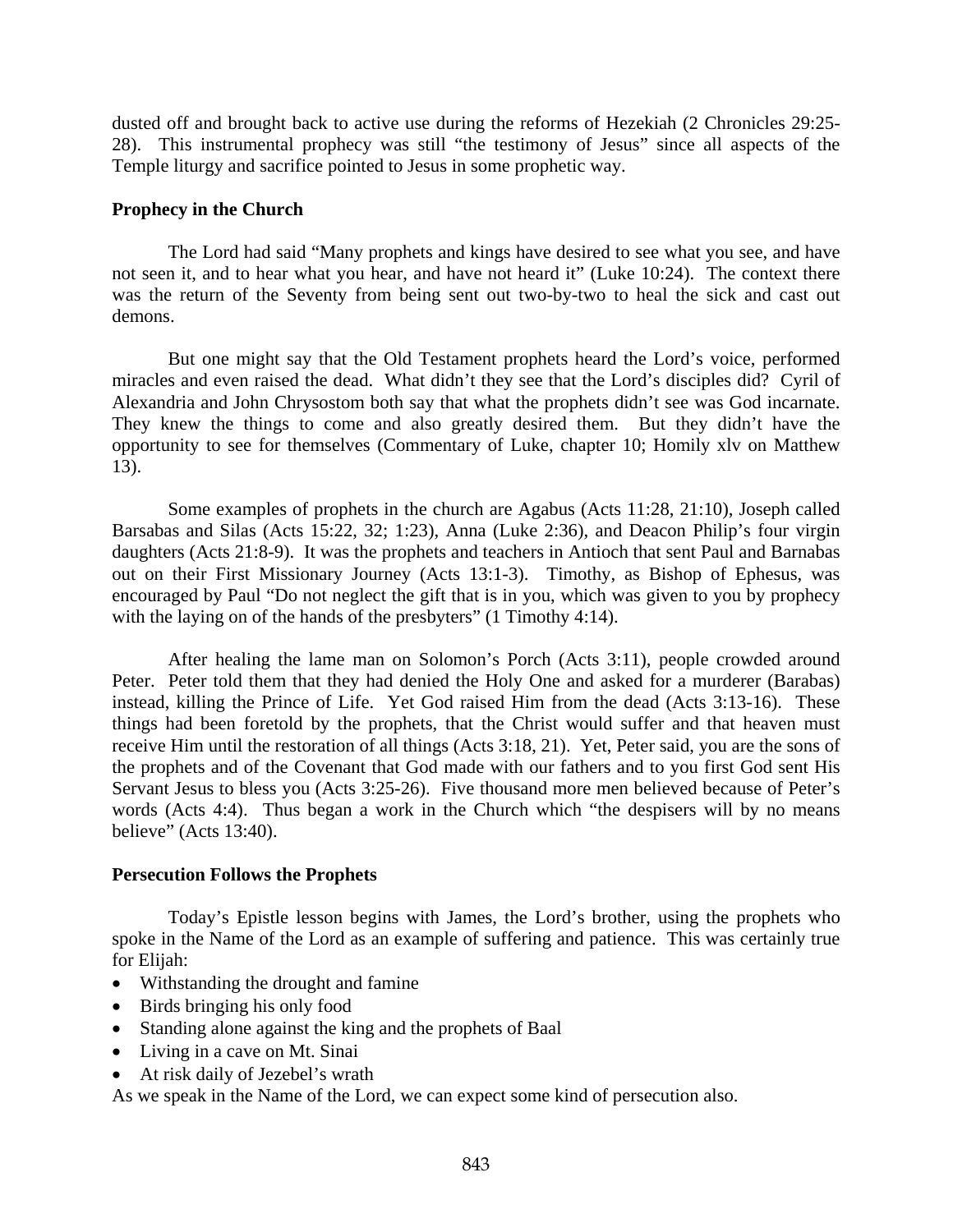dusted off and brought back to active use during the reforms of Hezekiah (2 Chronicles 29:25-28). This instrumental prophecy was still "the testimony of Jesus" since all aspects of the Temple liturgy and sacrifice pointed to Jesus in some prophetic way.

**Prophecy in the Church**

The Lord had said "Many prophets and kings have desired to see what you see, and have not seen it, and to hear what you hear, and have not heard it" (Luke 10:24). The context there was the return of the Seventy from being sent out two-by-two to heal the sick and cast out demons.

But one might say that the Old Testament prophets heard the Lord's voice, performed miracles and even raised the dead. What didn't they see that the Lord's disciples did? Cyril of Alexandria and John Chrysostom both say that what the prophets didn't see was God incarnate. They knew the things to come and also greatly desired them. But they didn't have the opportunity to see for themselves (Commentary of Luke, chapter 10; Homily xlv on Matthew 13).

Some examples of prophets in the church are Agabus (Acts 11:28, 21:10), Joseph called Barsabas and Silas (Acts 15:22, 32; 1:23), Anna (Luke 2:36), and Deacon Philip's four virgin daughters (Acts 21:8-9). It was the prophets and teachers in Antioch that sent Paul and Barnabas out on their First Missionary Journey (Acts 13:1-3). Timothy, as Bishop of Ephesus, was encouraged by Paul "Do not neglect the gift that is in you, which was given to you by prophecy with the laying on of the hands of the presbyters" (1 Timothy 4:14).

After healing the lame man on Solomon's Porch (Acts 3:11), people crowded around Peter. Peter told them that they had denied the Holy One and asked for a murderer (Barabas) instead, killing the Prince of Life. Yet God raised Him from the dead (Acts 3:13-16). These things had been foretold by the prophets, that the Christ would suffer and that heaven must receive Him until the restoration of all things (Acts 3:18, 21). Yet, Peter said, you are the sons of the prophets and of the Covenant that God made with our fathers and to you first God sent His Servant Jesus to bless you (Acts 3:25-26). Five thousand more men believed because of Peter's words (Acts 4:4). Thus began a work in the Church which "the despisers will by no means believe" (Acts 13:40).

**Persecution Follows the Prophets**

Today's Epistle lesson begins with James, the Lord's brother, using the prophets who spoke in the Name of the Lord as an example of suffering and patience. This was certainly true for Elijah:

- Withstanding the drought and famine
- Birds bringing his only food
- Standing alone against the king and the prophets of Baal
- Living in a cave on Mt. Sinai
- At risk daily of Jezebel's wrath

As we speak in the Name of the Lord, we can expect some kind of persecution also.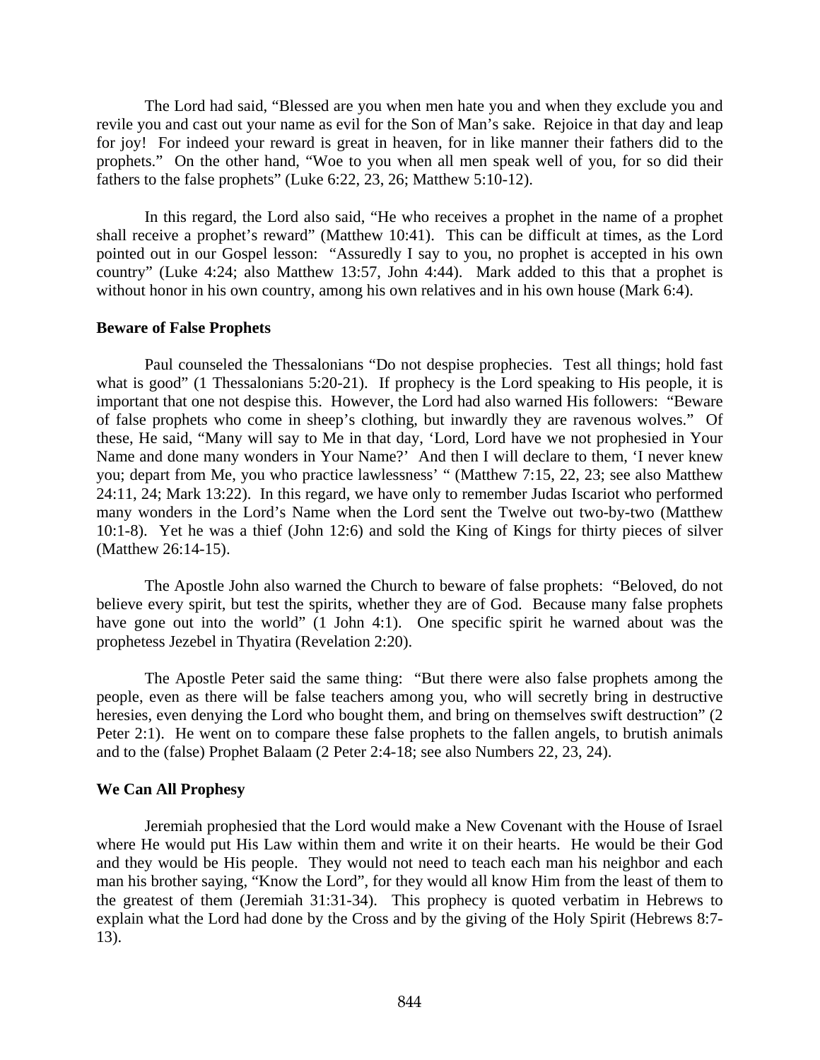The Lord had said, "Blessed are you when men hate you and when they exclude you and revile you and cast out your name as evil for the Son of Man's sake. Rejoice in that day and leap for joy! For indeed your reward is great in heaven, for in like manner their fathers did to the prophets." On the other hand, "Woe to you when all men speak well of you, for so did their fathers to the false prophets" (Luke 6:22, 23, 26; Matthew 5:10-12).

In this regard, the Lord also said, "He who receives a prophet in the name of a prophet shall receive a prophet's reward" (Matthew 10:41). This can be difficult at times, as the Lord pointed out in our Gospel lesson: "Assuredly I say to you, no prophet is accepted in his own country" (Luke 4:24; also Matthew 13:57, John 4:44). Mark added to this that a prophet is without honor in his own country, among his own relatives and in his own house (Mark 6:4).

**Beware of False Prophets**

Paul counseled the Thessalonians "Do not despise prophecies. Test all things; hold fast what is good" (1 Thessalonians 5:20-21). If prophecy is the Lord speaking to His people, it is important that one not despise this. However, the Lord had also warned His followers: "Beware of false prophets who come in sheep's clothing, but inwardly they are ravenous wolves." Of these, He said, "Many will say to Me in that day, 'Lord, Lord have we not prophesied in Your Name and done many wonders in Your Name?' And then I will declare to them, 'I never knew you; depart from Me, you who practice lawlessness' " (Matthew 7:15, 22, 23; see also Matthew 24:11, 24; Mark 13:22). In this regard, we have only to remember Judas Iscariot who performed many wonders in the Lord's Name when the Lord sent the Twelve out two-by-two (Matthew 10:1-8). Yet he was a thief (John 12:6) and sold the King of Kings for thirty pieces of silver (Matthew 26:14-15).

The Apostle John also warned the Church to beware of false prophets: "Beloved, do not believe every spirit, but test the spirits, whether they are of God. Because many false prophets have gone out into the world" (1 John 4:1). One specific spirit he warned about was the prophetess Jezebel in Thyatira (Revelation 2:20).

The Apostle Peter said the same thing: "But there were also false prophets among the people, even as there will be false teachers among you, who will secretly bring in destructive heresies, even denying the Lord who bought them, and bring on themselves swift destruction" (2 Peter 2:1). He went on to compare these false prophets to the fallen angels, to brutish animals and to the (false) Prophet Balaam (2 Peter 2:4-18; see also Numbers 22, 23, 24).

**We Can All Prophesy**

Jeremiah prophesied that the Lord would make a New Covenant with the House of Israel where He would put His Law within them and write it on their hearts. He would be their God and they would be His people. They would not need to teach each man his neighbor and each man his brother saying, "Know the Lord", for they would all know Him from the least of them to the greatest of them (Jeremiah 31:31-34). This prophecy is quoted verbatim in Hebrews to explain what the Lord had done by the Cross and by the giving of the Holy Spirit (Hebrews 8:7-13).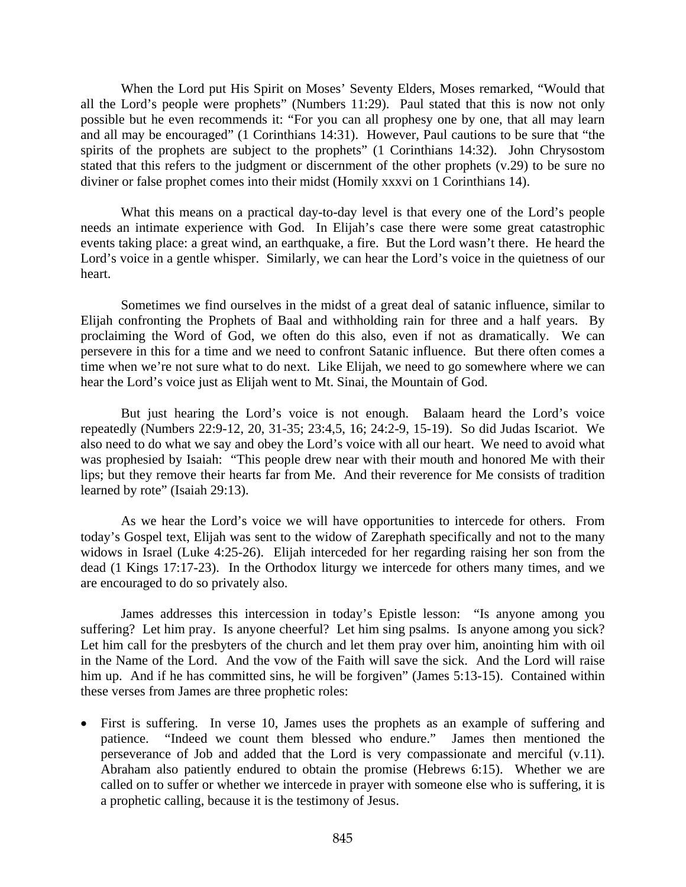When the Lord put His Spirit on Moses' Seventy Elders, Moses remarked, "Would that all the Lord's people were prophets" (Numbers 11:29). Paul stated that this is now not only possible but he even recommends it: "For you can all prophesy one by one, that all may learn and all may be encouraged" (1 Corinthians 14:31). However, Paul cautions to be sure that "the spirits of the prophets are subject to the prophets" (1 Corinthians 14:32). John Chrysostom stated that this refers to the judgment or discernment of the other prophets (v.29) to be sure no diviner or false prophet comes into their midst (Homily xxxvi on 1 Corinthians 14).

What this means on a practical day-to-day level is that every one of the Lord's people needs an intimate experience with God. In Elijah's case there were some great catastrophic events taking place: a great wind, an earthquake, a fire. But the Lord wasn't there. He heard the Lord's voice in a gentle whisper. Similarly, we can hear the Lord's voice in the quietness of our heart.

Sometimes we find ourselves in the midst of a great deal of satanic influence, similar to Elijah confronting the Prophets of Baal and withholding rain for three and a half years. By proclaiming the Word of God, we often do this also, even if not as dramatically. We can persevere in this for a time and we need to confront Satanic influence. But there often comes a time when we're not sure what to do next. Like Elijah, we need to go somewhere where we can hear the Lord's voice just as Elijah went to Mt. Sinai, the Mountain of God.

But just hearing the Lord's voice is not enough. Balaam heard the Lord's voice repeatedly (Numbers 22:9-12, 20, 31-35; 23:4,5, 16; 24:2-9, 15-19). So did Judas Iscariot. We also need to do what we say and obey the Lord's voice with all our heart. We need to avoid what was prophesied by Isaiah: "This people drew near with their mouth and honored Me with their lips; but they remove their hearts far from Me. And their reverence for Me consists of tradition learned by rote" (Isaiah 29:13).

As we hear the Lord's voice we will have opportunities to intercede for others. From today's Gospel text, Elijah was sent to the widow of Zarephath specifically and not to the many widows in Israel (Luke 4:25-26). Elijah interceded for her regarding raising her son from the dead (1 Kings 17:17-23). In the Orthodox liturgy we intercede for others many times, and we are encouraged to do so privately also.

James addresses this intercession in today's Epistle lesson: "Is anyone among you suffering? Let him pray. Is anyone cheerful? Let him sing psalms. Is anyone among you sick? Let him call for the presbyters of the church and let them pray over him, anointing him with oil in the Name of the Lord. And the vow of the Faith will save the sick. And the Lord will raise him up. And if he has committed sins, he will be forgiven" (James 5:13-15). Contained within these verses from James are three prophetic roles:

- First is suffering. In verse 10, James uses the prophets as an example of suffering and patience. "Indeed we count them blessed who endure." James then mentioned the perseverance of Job and added that the Lord is very compassionate and merciful (v.11). Abraham also patiently endured to obtain the promise (Hebrews 6:15). Whether we are called on to suffer or whether we intercede in prayer with someone else who is suffering, it is a prophetic calling, because it is the testimony of Jesus.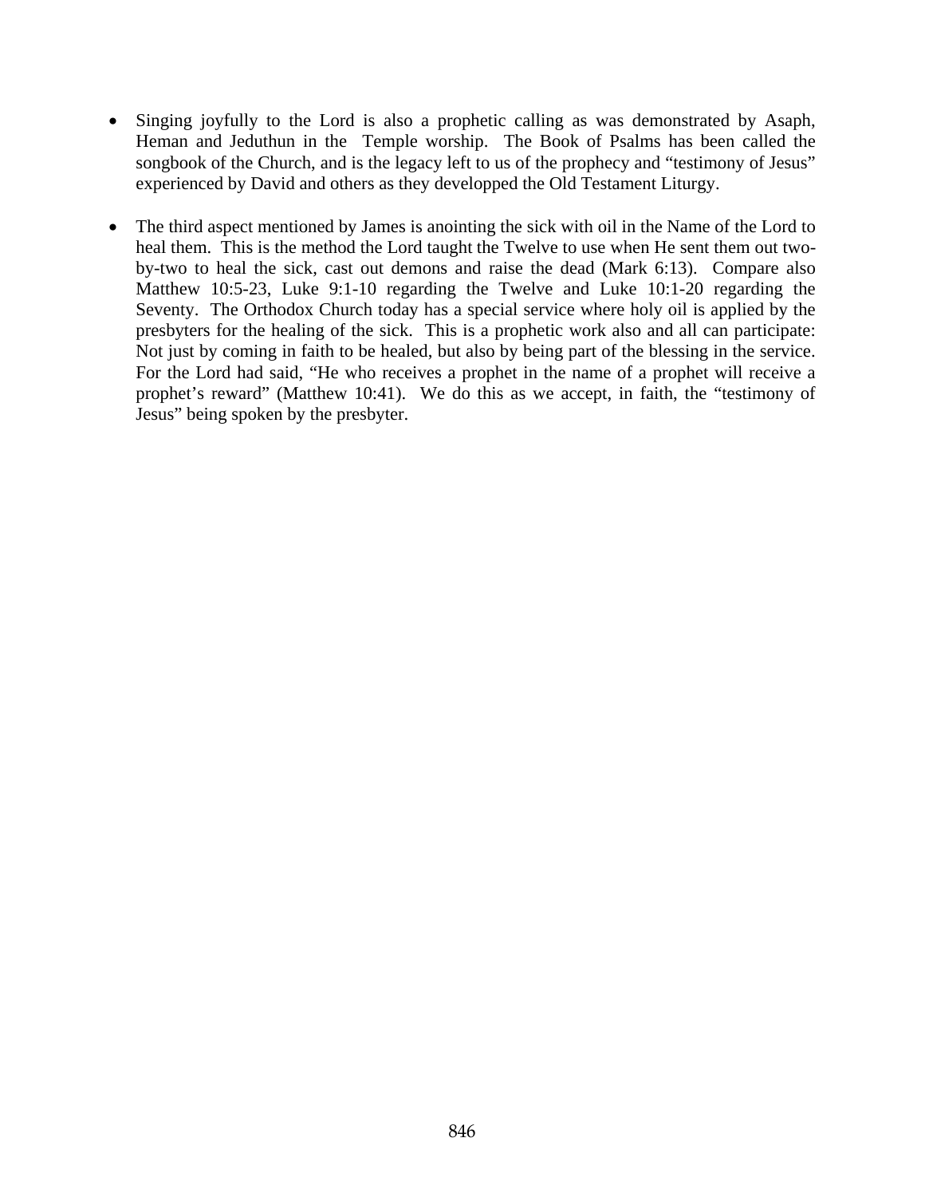- Singing joyfully to the Lord is also a prophetic calling as was demonstrated by Asaph, Heman and Jeduthun in the Temple worship. The Book of Psalms has been called the songbook of the Church, and is the legacy left to us of the prophecy and "testimony of Jesus" experienced by David and others as they developped the Old Testament Liturgy.

- The third aspect mentioned by James is anointing the sick with oil in the Name of the Lord to heal them. This is the method the Lord taught the Twelve to use when He sent them out two-by-two to heal the sick, cast out demons and raise the dead (Mark 6:13). Compare also Matthew 10:5-23, Luke 9:1-10 regarding the Twelve and Luke 10:1-20 regarding the Seventy. The Orthodox Church today has a special service where holy oil is applied by the presbyters for the healing of the sick. This is a prophetic work also and all can participate: Not just by coming in faith to be healed, but also by being part of the blessing in the service. For the Lord had said, "He who receives a prophet in the name of a prophet will receive a prophet's reward" (Matthew 10:41). We do this as we accept, in faith, the "testimony of Jesus" being spoken by the presbyter.